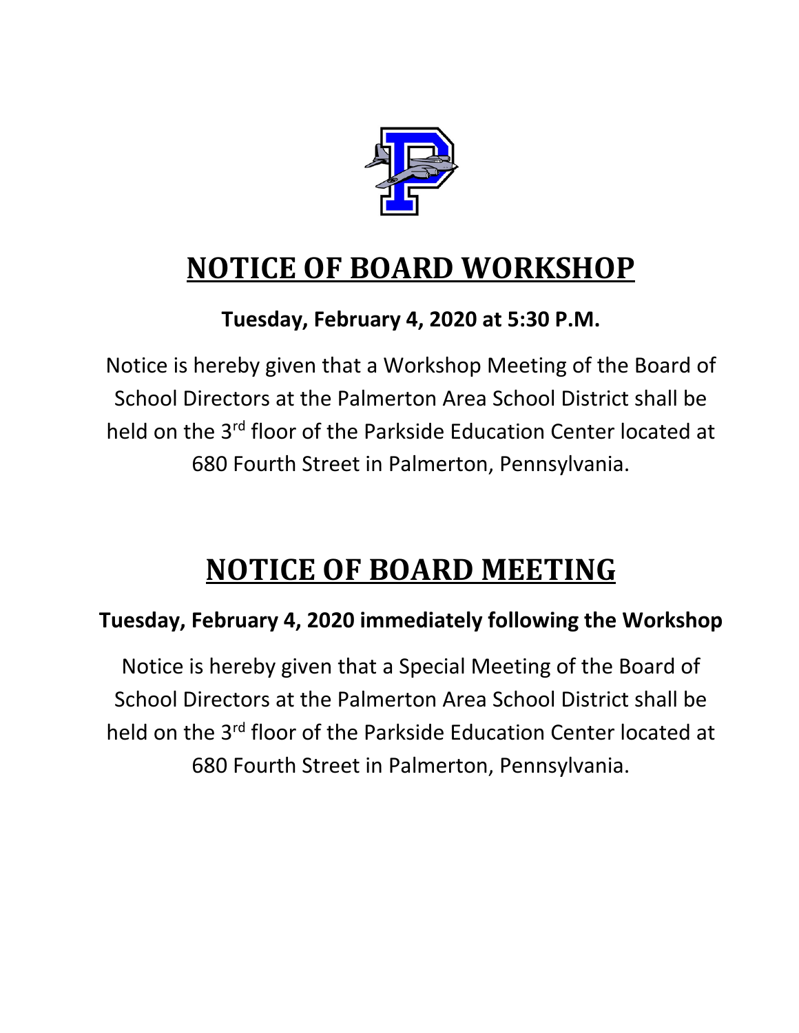# NOTICE OF BOARD WORKSHOP

**Tuesday, February 4, 2020 at 5:30 P.M.**

Notice is hereby given that a Workshop Meeting of the Board of School Directors at the Palmerton Area School District shall be held on the 3rd floor of the Parkside Education Center located at 680 Fourth Street in Palmerton, Pennsylvania.

# NOTICE OF BOARD MEETING

**Tuesday, February 4, 2020 immediately following the Workshop**

Notice is hereby given that a Special Meeting of the Board of School Directors at the Palmerton Area School District shall be held on the 3rd floor of the Parkside Education Center located at 680 Fourth Street in Palmerton, Pennsylvania.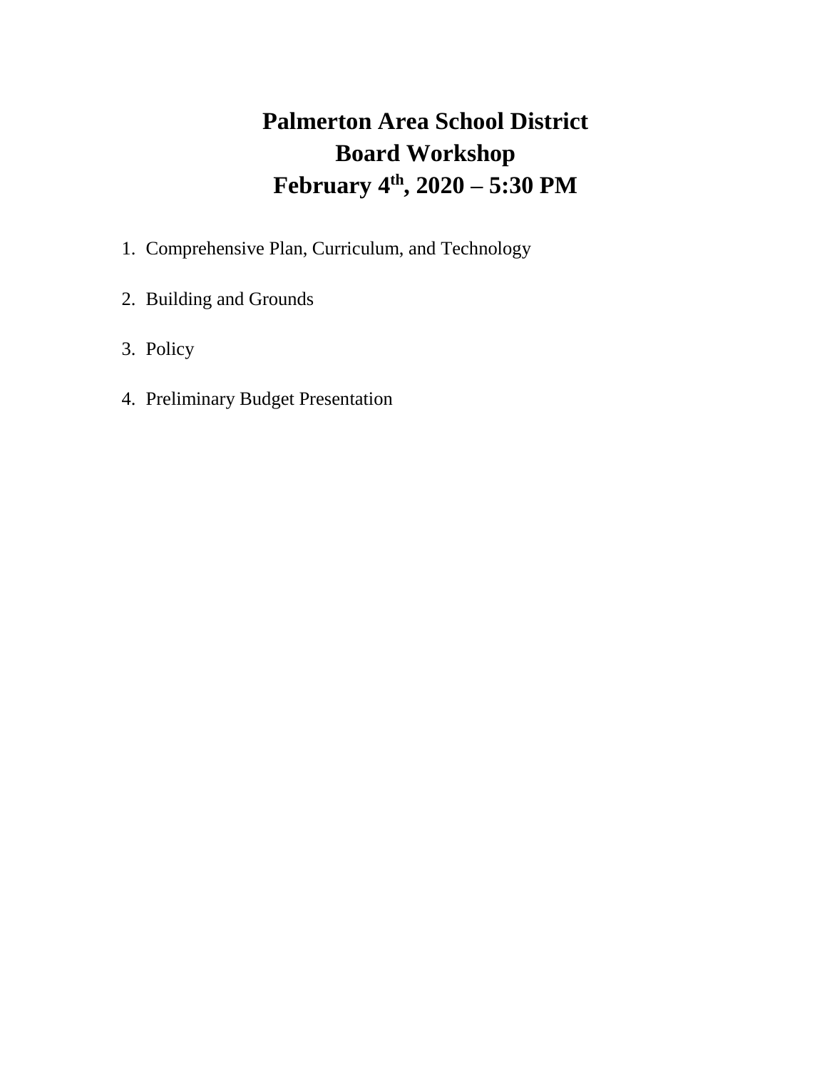# Palmerton Area School District
# Board Workshop
# February 4th, 2020 – 5:30 PM

1. Comprehensive Plan, Curriculum, and Technology
2. Building and Grounds
3. Policy
4. Preliminary Budget Presentation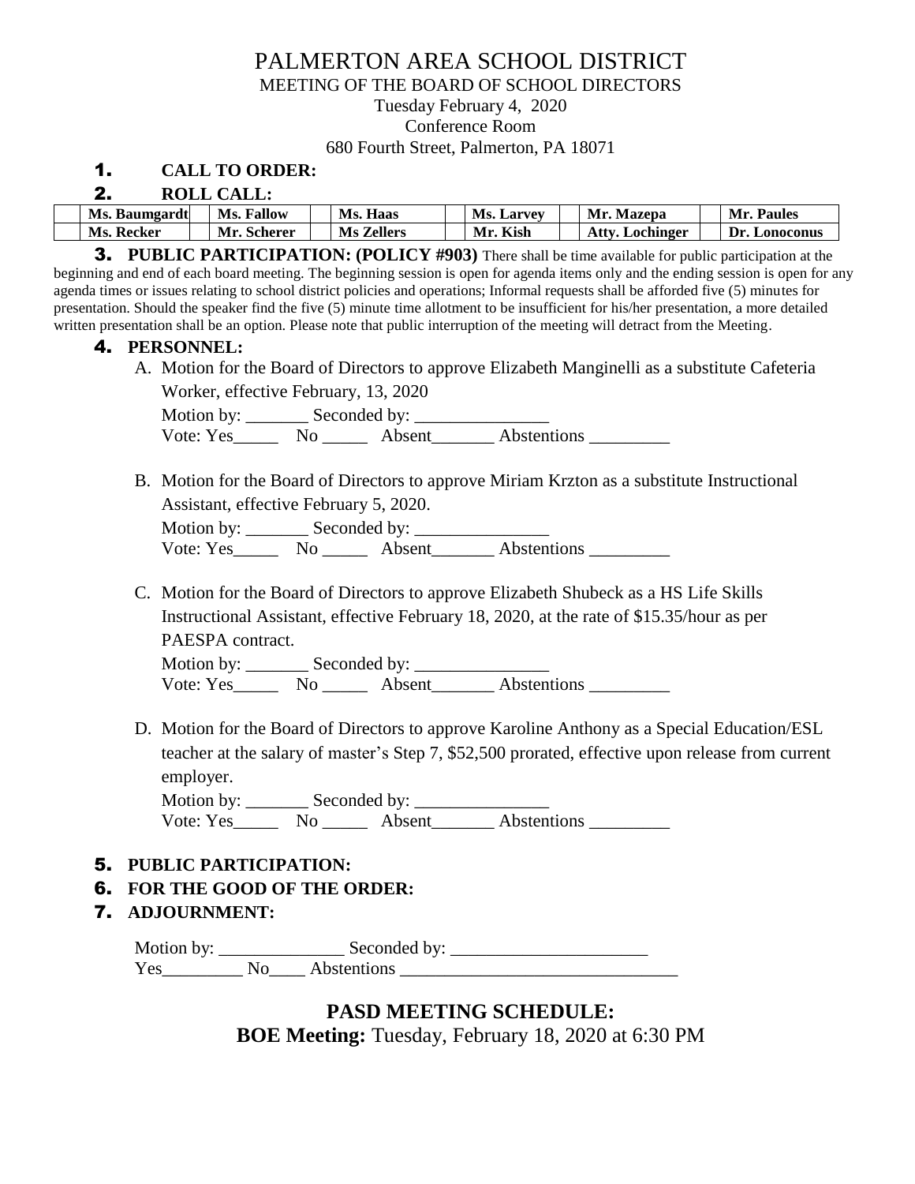# PALMERTON AREA SCHOOL DISTRICT

MEETING OF THE BOARD OF SCHOOL DIRECTORS

Tuesday February 4, 2020

Conference Room

680 Fourth Street, Palmerton, PA 18071

## 1. CALL TO ORDER:

## 2. ROLL CALL:

| | | | | | | | | | | | |
|---|---|---|---|---|---|---|---|---|---|---|---|
| | **Ms. Baumgardt** | | **Ms. Fallow** | | **Ms. Haas** | | **Ms. Larvey** | | **Mr. Mazepa** | | **Mr. Paules** |
| | **Ms. Recker** | | **Mr. Scherer** | | **Ms Zellers** | | **Mr. Kish** | | **Atty. Lochinger** | | **Dr. Lonoconus** |

**3. PUBLIC PARTICIPATION: (POLICY #903)** There shall be time available for public participation at the beginning and end of each board meeting. The beginning session is open for agenda items only and the ending session is open for any agenda times or issues relating to school district policies and operations; Informal requests shall be afforded five (5) minutes for presentation. Should the speaker find the five (5) minute time allotment to be insufficient for his/her presentation, a more detailed written presentation shall be an option. Please note that public interruption of the meeting will detract from the Meeting.

## 4. PERSONNEL:

A. Motion for the Board of Directors to approve Elizabeth Manginelli as a substitute Cafeteria Worker, effective February, 13, 2020

Motion by: _______ Seconded by: _______________

Vote: Yes_____ No _____ Absent_______ Abstentions _________

B. Motion for the Board of Directors to approve Miriam Krzton as a substitute Instructional Assistant, effective February 5, 2020.

Motion by: _______ Seconded by: _______________

Vote: Yes_____ No _____ Absent_______ Abstentions _________

C. Motion for the Board of Directors to approve Elizabeth Shubeck as a HS Life Skills Instructional Assistant, effective February 18, 2020, at the rate of $15.35/hour as per PAESPA contract.

Motion by: _______ Seconded by: _______________

Vote: Yes_____ No _____ Absent_______ Abstentions _________

D. Motion for the Board of Directors to approve Karoline Anthony as a Special Education/ESL teacher at the salary of master's Step 7, $52,500 prorated, effective upon release from current employer.

Motion by: _______ Seconded by: _______________

Vote: Yes_____ No _____ Absent_______ Abstentions _________

## 5. PUBLIC PARTICIPATION:

## 6. FOR THE GOOD OF THE ORDER:

## 7. ADJOURNMENT:

Motion by: ______________ Seconded by: ______________________

Yes_________ No____ Abstentions ______________________________

**PASD MEETING SCHEDULE:**

**BOE Meeting:** Tuesday, February 18, 2020 at 6:30 PM